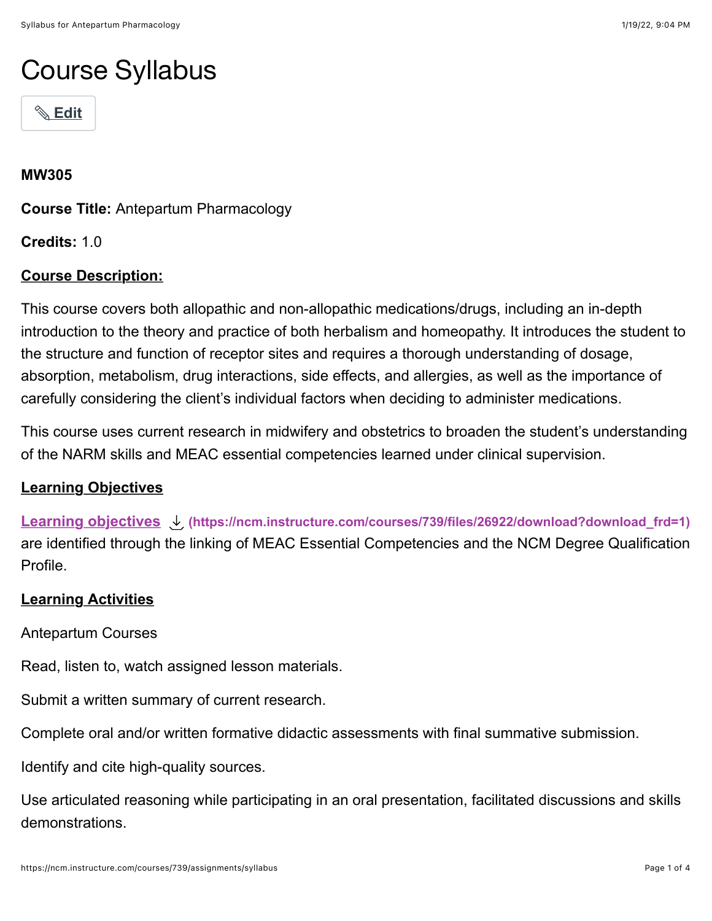# Course Syllabus

**MW305**

**Course Title:** Antepartum Pharmacology

**Credits:** 1.0

**Course Description:**

This course covers both allopathic and non-allopathic medications/drugs, including an in-depth introduction to the theory and practice of both herbalism and homeopathy. It introduces the student to the structure and function of receptor sites and requires a thorough understanding of dosage, absorption, metabolism, drug interactions, side effects, and allergies, as well as the importance of carefully considering the client's individual factors when deciding to administer medications.

This course uses current research in midwifery and obstetrics to broaden the student's understanding of the NARM skills and MEAC essential competencies learned under clinical supervision.

**Learning Objectives**

Learning objectives (https://ncm.instructure.com/courses/739/files/26922/download?download_frd=1) are identified through the linking of MEAC Essential Competencies and the NCM Degree Qualification Profile.

**Learning Activities**

Antepartum Courses

Read, listen to, watch assigned lesson materials.

Submit a written summary of current research.

Complete oral and/or written formative didactic assessments with final summative submission.

Identify and cite high-quality sources.

Use articulated reasoning while participating in an oral presentation, facilitated discussions and skills demonstrations.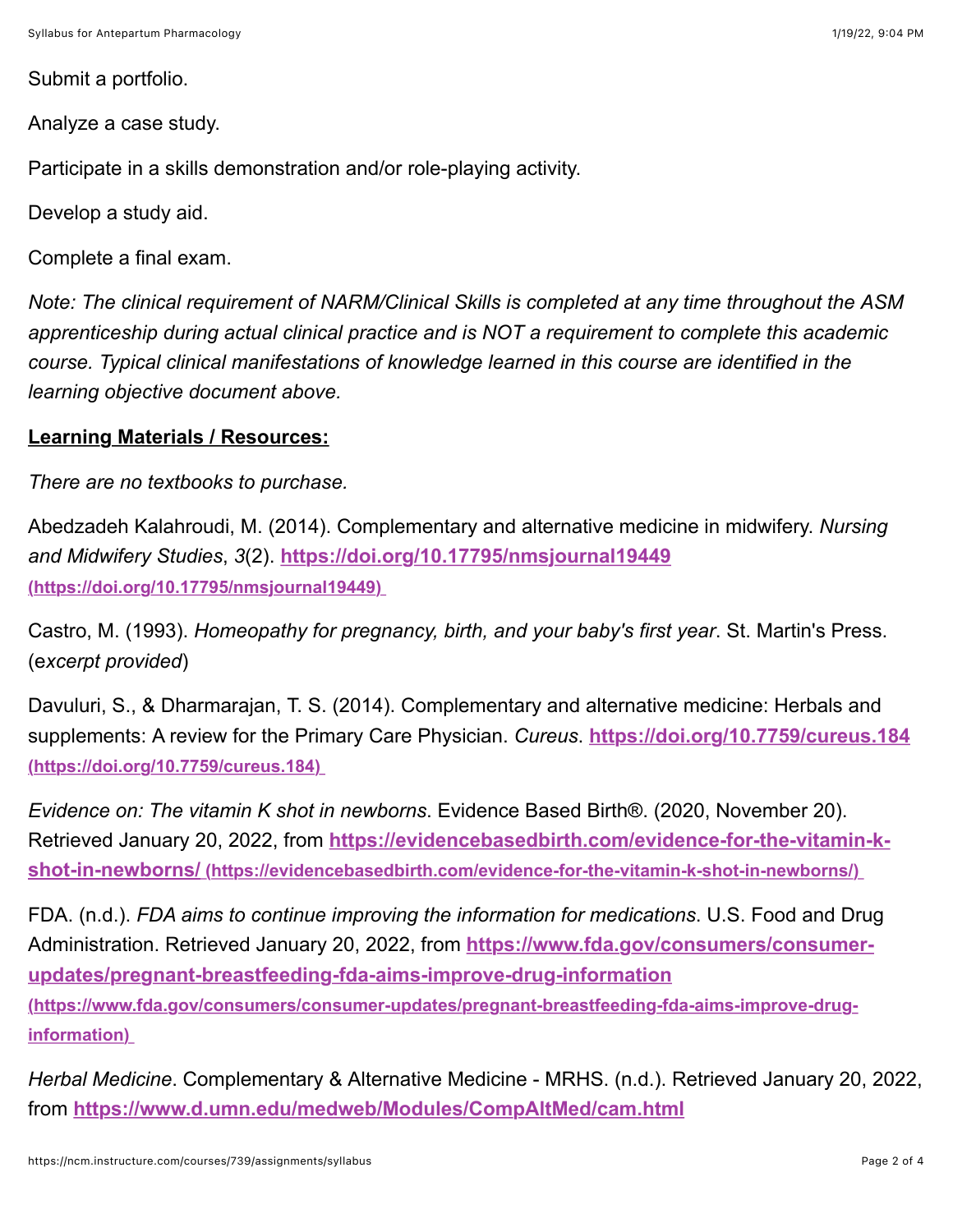Submit a portfolio.

Analyze a case study.

Participate in a skills demonstration and/or role-playing activity.

Develop a study aid.

Complete a final exam.

*Note: The clinical requirement of NARM/Clinical Skills is completed at any time throughout the ASM apprenticeship during actual clinical practice and is NOT a requirement to complete this academic course. Typical clinical manifestations of knowledge learned in this course are identified in the learning objective document above.*

**Learning Materials / Resources:**

*There are no textbooks to purchase.*

Abedzadeh Kalahroudi, M. (2014). Complementary and alternative medicine in midwifery. *Nursing and Midwifery Studies*, *3*(2). **https://doi.org/10.17795/nmsjournal19449 (https://doi.org/10.17795/nmsjournal19449)**

Castro, M. (1993). *Homeopathy for pregnancy, birth, and your baby's first year*. St. Martin's Press. (*excerpt provided*)

Davuluri, S., & Dharmarajan, T. S. (2014). Complementary and alternative medicine: Herbals and supplements: A review for the Primary Care Physician. *Cureus*. **https://doi.org/10.7759/cureus.184 (https://doi.org/10.7759/cureus.184)**

*Evidence on: The vitamin K shot in newborns*. Evidence Based Birth®. (2020, November 20). Retrieved January 20, 2022, from **https://evidencebasedbirth.com/evidence-for-the-vitamin-k-shot-in-newborns/ (https://evidencebasedbirth.com/evidence-for-the-vitamin-k-shot-in-newborns/)**

FDA. (n.d.). *FDA aims to continue improving the information for medications*. U.S. Food and Drug Administration. Retrieved January 20, 2022, from **https://www.fda.gov/consumers/consumer-updates/pregnant-breastfeeding-fda-aims-improve-drug-information (https://www.fda.gov/consumers/consumer-updates/pregnant-breastfeeding-fda-aims-improve-drug-information)**

*Herbal Medicine*. Complementary & Alternative Medicine - MRHS. (n.d.). Retrieved January 20, 2022, from **https://www.d.umn.edu/medweb/Modules/CompAltMed/cam.html**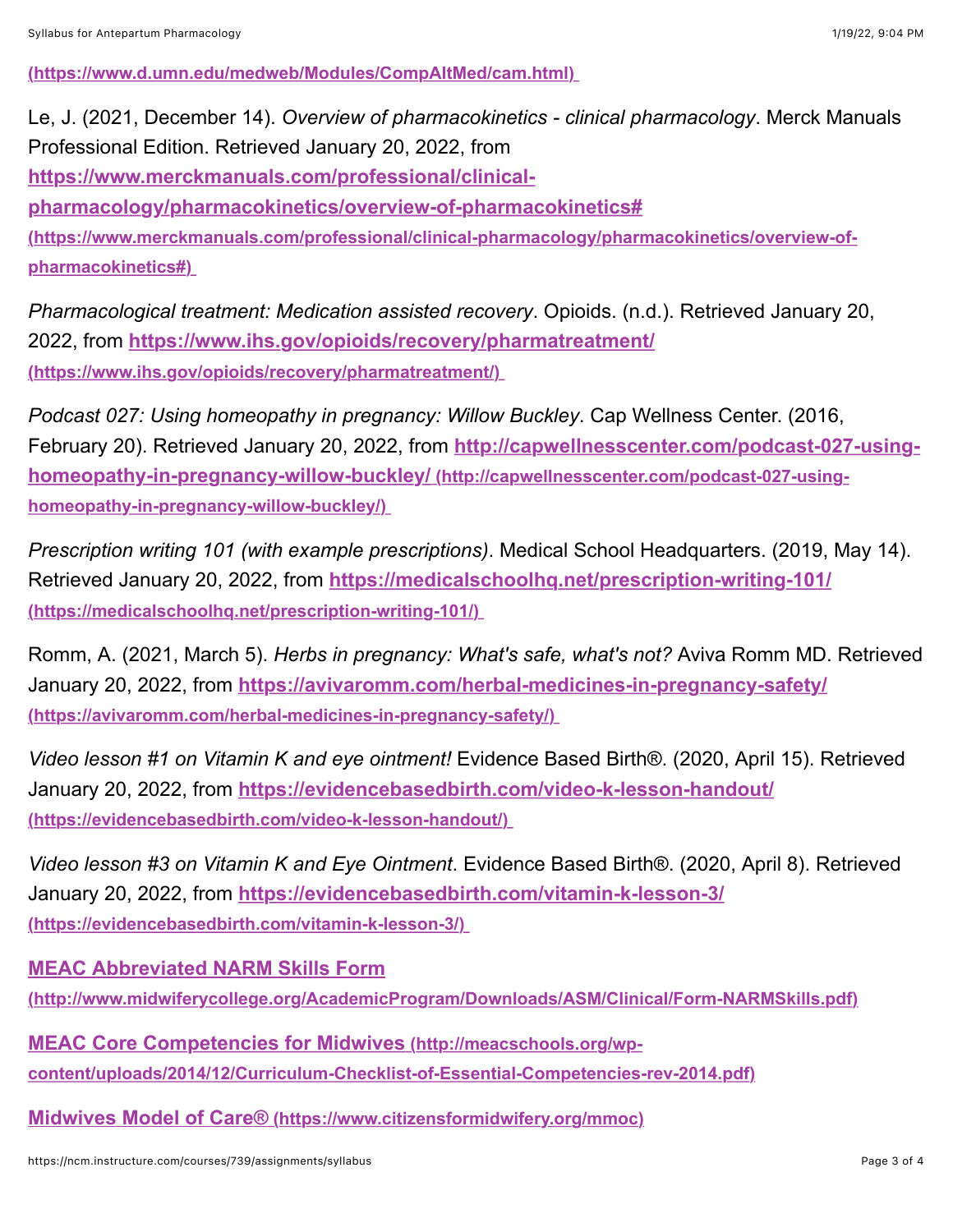[(https://www.d.umn.edu/medweb/Modules/CompAltMed/cam.html)](https://www.d.umn.edu/medweb/Modules/CompAltMed/cam.html)

Le, J. (2021, December 14). *Overview of pharmacokinetics - clinical pharmacology*. Merck Manuals Professional Edition. Retrieved January 20, 2022, from [https://www.merckmanuals.com/professional/clinical-pharmacology/pharmacokinetics/overview-of-pharmacokinetics#](https://www.merckmanuals.com/professional/clinical-pharmacology/pharmacokinetics/overview-of-pharmacokinetics#) [(https://www.merckmanuals.com/professional/clinical-pharmacology/pharmacokinetics/overview-of-pharmacokinetics#)](https://www.merckmanuals.com/professional/clinical-pharmacology/pharmacokinetics/overview-of-pharmacokinetics#)

*Pharmacological treatment: Medication assisted recovery*. Opioids. (n.d.). Retrieved January 20, 2022, from [https://www.ihs.gov/opioids/recovery/pharmatreatment/](https://www.ihs.gov/opioids/recovery/pharmatreatment/) [(https://www.ihs.gov/opioids/recovery/pharmatreatment/)](https://www.ihs.gov/opioids/recovery/pharmatreatment/)

*Podcast 027: Using homeopathy in pregnancy: Willow Buckley*. Cap Wellness Center. (2016, February 20). Retrieved January 20, 2022, from [http://capwellnesscenter.com/podcast-027-using-homeopathy-in-pregnancy-willow-buckley/](http://capwellnesscenter.com/podcast-027-using-homeopathy-in-pregnancy-willow-buckley/) [(http://capwellnesscenter.com/podcast-027-using-homeopathy-in-pregnancy-willow-buckley/)](http://capwellnesscenter.com/podcast-027-using-homeopathy-in-pregnancy-willow-buckley/)

*Prescription writing 101 (with example prescriptions)*. Medical School Headquarters. (2019, May 14). Retrieved January 20, 2022, from [https://medicalschoolhq.net/prescription-writing-101/](https://medicalschoolhq.net/prescription-writing-101/) [(https://medicalschoolhq.net/prescription-writing-101/)](https://medicalschoolhq.net/prescription-writing-101/)

Romm, A. (2021, March 5). *Herbs in pregnancy: What's safe, what's not?* Aviva Romm MD. Retrieved January 20, 2022, from [https://avivaromm.com/herbal-medicines-in-pregnancy-safety/](https://avivaromm.com/herbal-medicines-in-pregnancy-safety/) [(https://avivaromm.com/herbal-medicines-in-pregnancy-safety/)](https://avivaromm.com/herbal-medicines-in-pregnancy-safety/)

*Video lesson #1 on Vitamin K and eye ointment!* Evidence Based Birth®. (2020, April 15). Retrieved January 20, 2022, from [https://evidencebasedbirth.com/video-k-lesson-handout/](https://evidencebasedbirth.com/video-k-lesson-handout/) [(https://evidencebasedbirth.com/video-k-lesson-handout/)](https://evidencebasedbirth.com/video-k-lesson-handout/)

*Video lesson #3 on Vitamin K and Eye Ointment*. Evidence Based Birth®. (2020, April 8). Retrieved January 20, 2022, from [https://evidencebasedbirth.com/vitamin-k-lesson-3/](https://evidencebasedbirth.com/vitamin-k-lesson-3/) [(https://evidencebasedbirth.com/vitamin-k-lesson-3/)](https://evidencebasedbirth.com/vitamin-k-lesson-3/)

[MEAC Abbreviated NARM Skills Form (http://www.midwiferycollege.org/AcademicProgram/Downloads/ASM/Clinical/Form-NARMSkills.pdf)](http://www.midwiferycollege.org/AcademicProgram/Downloads/ASM/Clinical/Form-NARMSkills.pdf)

[MEAC Core Competencies for Midwives (http://meacschools.org/wp-content/uploads/2014/12/Curriculum-Checklist-of-Essential-Competencies-rev-2014.pdf)](http://meacschools.org/wp-content/uploads/2014/12/Curriculum-Checklist-of-Essential-Competencies-rev-2014.pdf)

[Midwives Model of Care® (https://www.citizensformidwifery.org/mmoc)](https://www.citizensformidwifery.org/mmoc)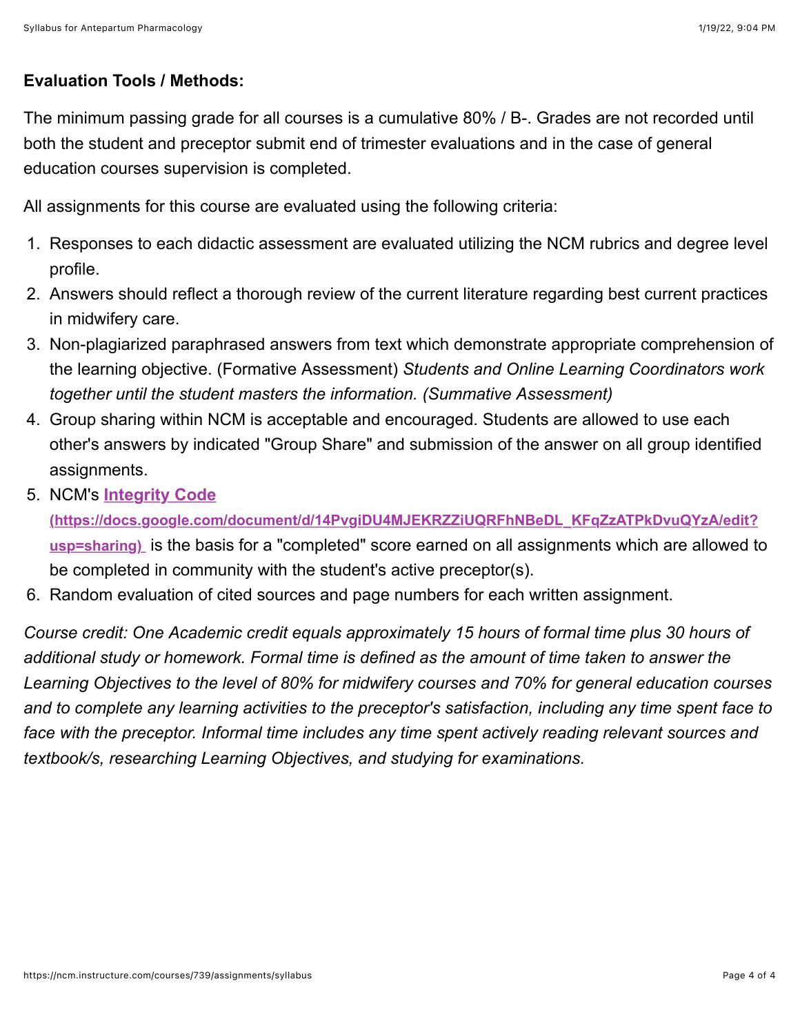**Evaluation Tools / Methods:**

The minimum passing grade for all courses is a cumulative 80% / B-. Grades are not recorded until both the student and preceptor submit end of trimester evaluations and in the case of general education courses supervision is completed.

All assignments for this course are evaluated using the following criteria:

1. Responses to each didactic assessment are evaluated utilizing the NCM rubrics and degree level profile.
2. Answers should reflect a thorough review of the current literature regarding best current practices in midwifery care.
3. Non-plagiarized paraphrased answers from text which demonstrate appropriate comprehension of the learning objective. (Formative Assessment) *Students and Online Learning Coordinators work together until the student masters the information. (Summative Assessment)*
4. Group sharing within NCM is acceptable and encouraged. Students are allowed to use each other's answers by indicated "Group Share" and submission of the answer on all group identified assignments.
5. NCM's [**Integrity Code (https://docs.google.com/document/d/14PvgiDU4MJEKRZZiUQRFhNBeDL_KFqZzATPkDvuQYzA/edit?usp=sharing)**](https://docs.google.com/document/d/14PvgiDU4MJEKRZZiUQRFhNBeDL_KFqZzATPkDvuQYzA/edit?usp=sharing) is the basis for a "completed" score earned on all assignments which are allowed to be completed in community with the student's active preceptor(s).
6. Random evaluation of cited sources and page numbers for each written assignment.

*Course credit: One Academic credit equals approximately 15 hours of formal time plus 30 hours of additional study or homework. Formal time is defined as the amount of time taken to answer the Learning Objectives to the level of 80% for midwifery courses and 70% for general education courses and to complete any learning activities to the preceptor's satisfaction, including any time spent face to face with the preceptor. Informal time includes any time spent actively reading relevant sources and textbook/s, researching Learning Objectives, and studying for examinations.*